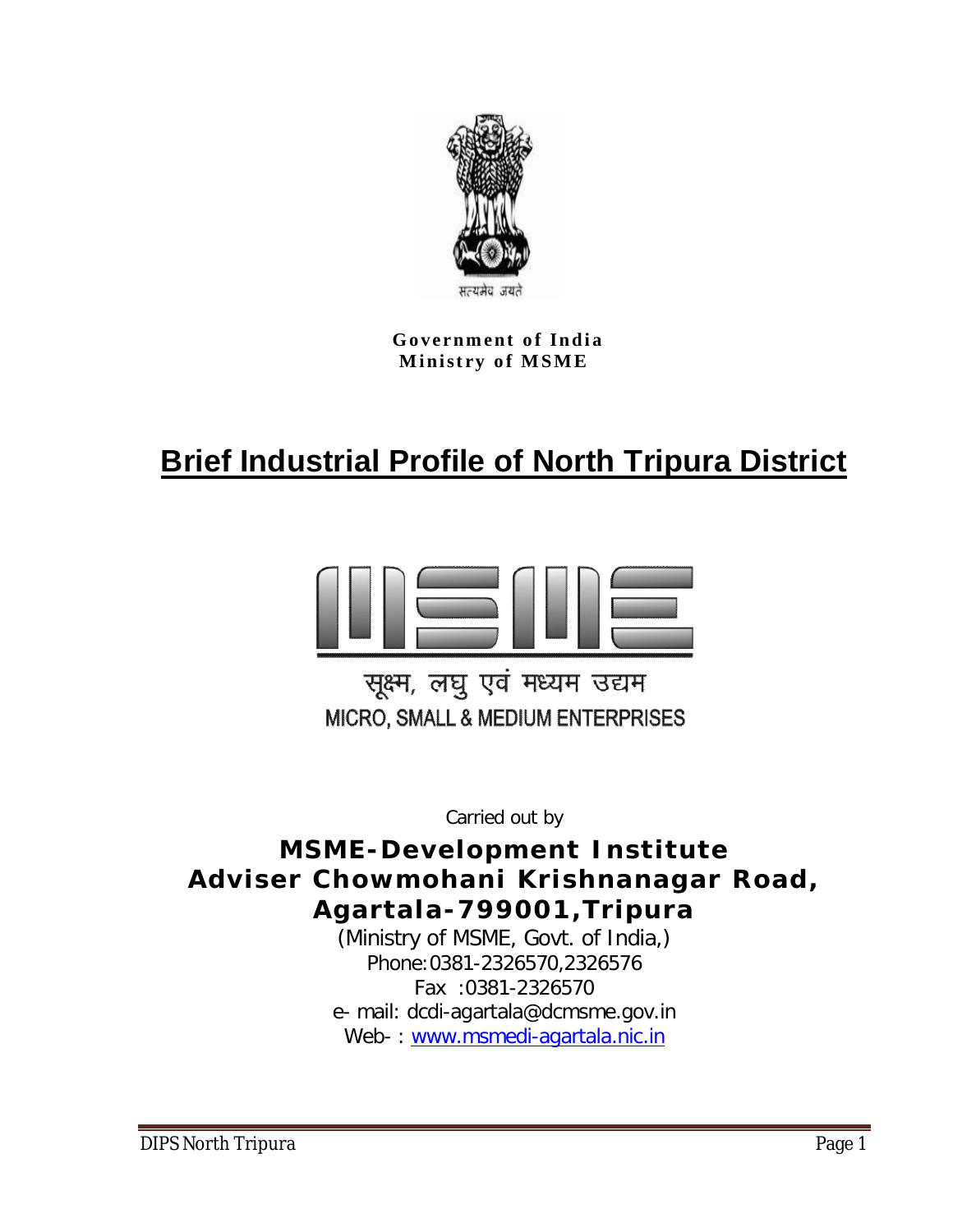सत्यमेव जयते

**Government of India**
**Ministry of MSME**

# Brief Industrial Profile of North Tripura District

सूक्ष्म, लघु एवं मध्यम उद्यम
MICRO, SMALL & MEDIUM ENTERPRISES

Carried out by

**MSME-Development Institute**
**Adviser Chowmohani Krishnanagar Road,**
**Agartala-799001,Tripura**

(Ministry of MSME, Govt. of India,)
Phone:0381-2326570,2326576
Fax :0381-2326570
e- mail: dcdi-agartala@dcmsme.gov.in
Web- : www.msmedi-agartala.nic.in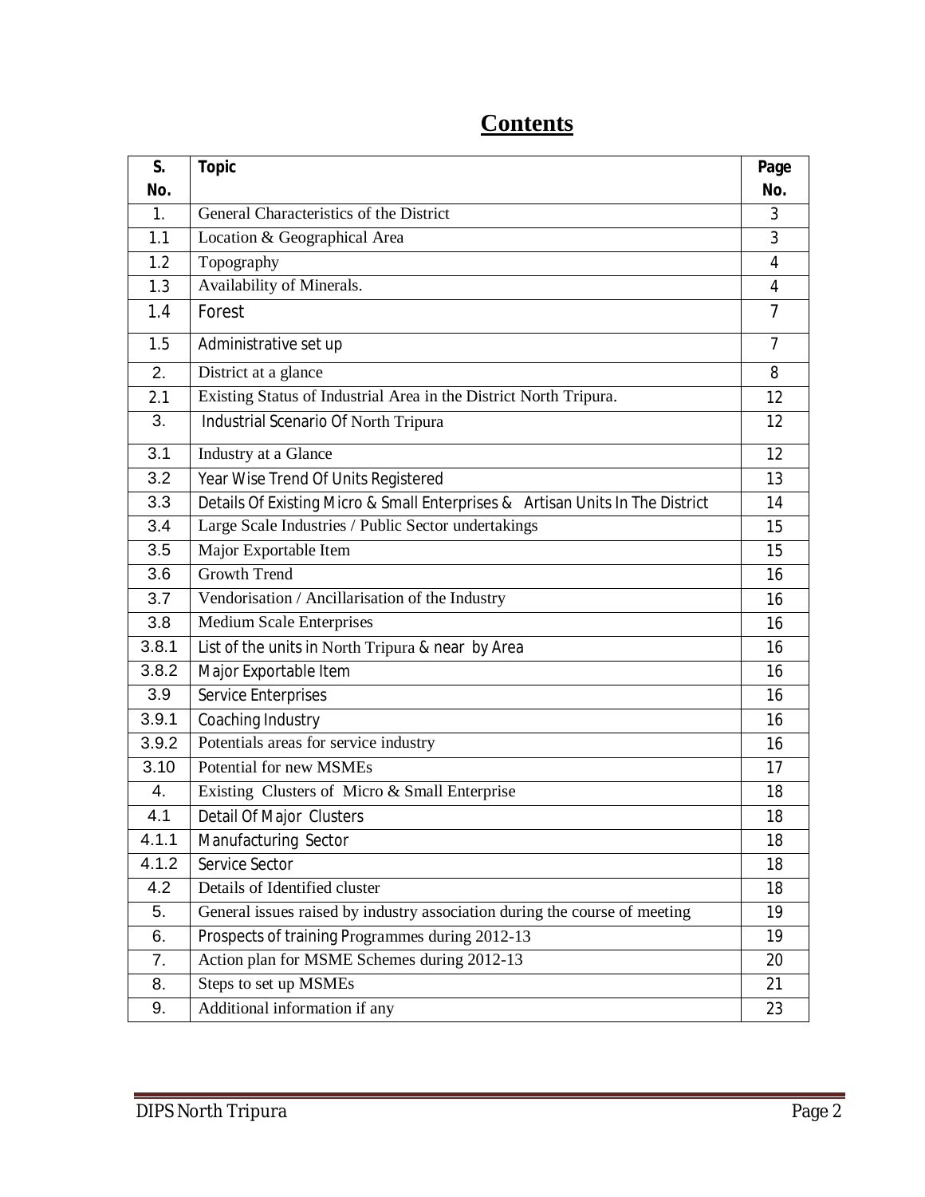# Contents

| S. No. | Topic | Page No. |
|---|---|---|
| 1. | General Characteristics of the District | 3 |
| 1.1 | Location & Geographical Area | 3 |
| 1.2 | Topography | 4 |
| 1.3 | Availability of Minerals. | 4 |
| 1.4 | Forest | 7 |
| 1.5 | Administrative set up | 7 |
| 2. | District at a glance | 8 |
| 2.1 | Existing Status of Industrial Area in the District North Tripura. | 12 |
| 3. | Industrial Scenario Of North Tripura | 12 |
| 3.1 | Industry at a Glance | 12 |
| 3.2 | Year Wise Trend Of Units Registered | 13 |
| 3.3 | Details Of Existing Micro & Small Enterprises & Artisan Units In The District | 14 |
| 3.4 | Large Scale Industries / Public Sector undertakings | 15 |
| 3.5 | Major Exportable Item | 15 |
| 3.6 | Growth Trend | 16 |
| 3.7 | Vendorisation / Ancillarisation of the Industry | 16 |
| 3.8 | Medium Scale Enterprises | 16 |
| 3.8.1 | List of the units in North Tripura & near by Area | 16 |
| 3.8.2 | Major Exportable Item | 16 |
| 3.9 | Service Enterprises | 16 |
| 3.9.1 | Coaching Industry | 16 |
| 3.9.2 | Potentials areas for service industry | 16 |
| 3.10 | Potential for new MSMEs | 17 |
| 4. | Existing Clusters of Micro & Small Enterprise | 18 |
| 4.1 | Detail Of Major Clusters | 18 |
| 4.1.1 | Manufacturing Sector | 18 |
| 4.1.2 | Service Sector | 18 |
| 4.2 | Details of Identified cluster | 18 |
| 5. | General issues raised by industry association during the course of meeting | 19 |
| 6. | Prospects of training Programmes during 2012-13 | 19 |
| 7. | Action plan for MSME Schemes during 2012-13 | 20 |
| 8. | Steps to set up MSMEs | 21 |
| 9. | Additional information if any | 23 |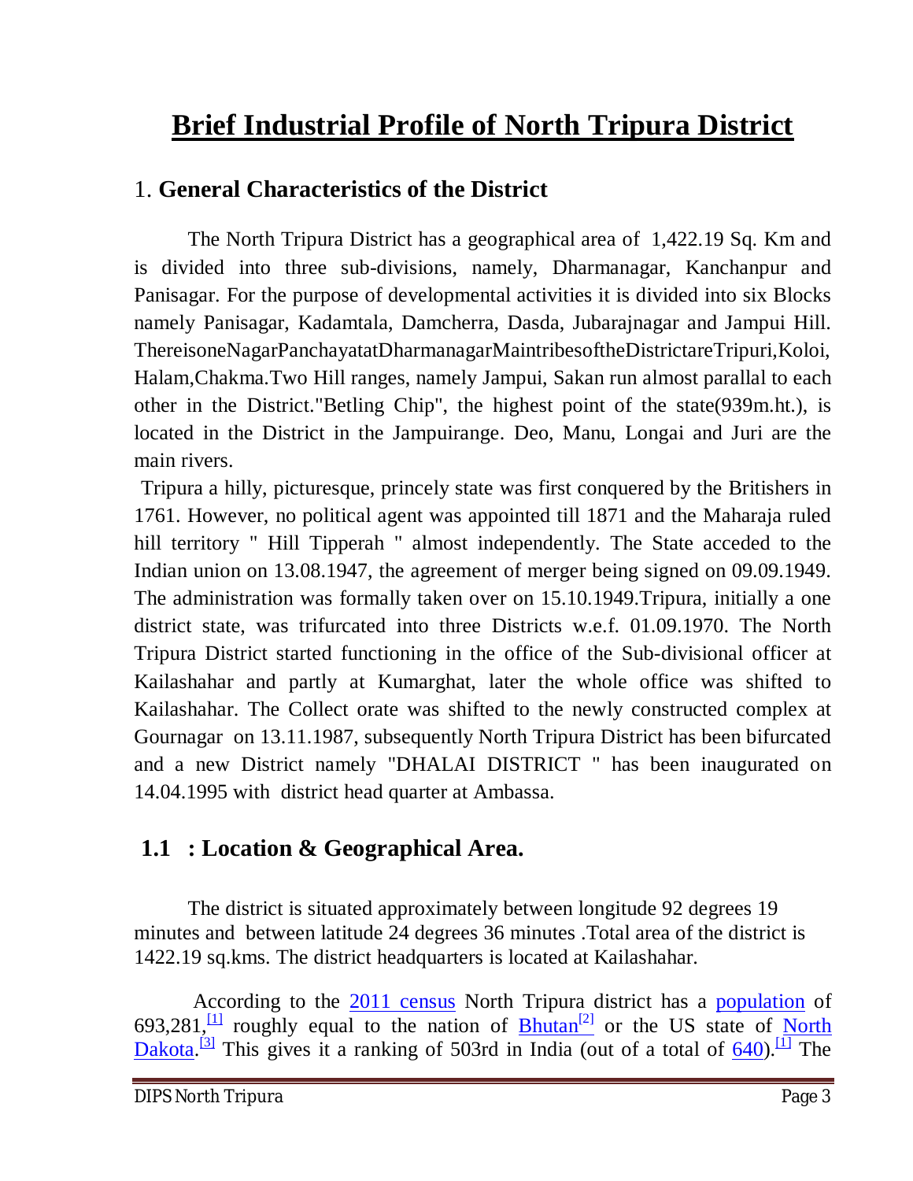# Brief Industrial Profile of North Tripura District

## 1. General Characteristics of the District

The North Tripura District has a geographical area of 1,422.19 Sq. Km and is divided into three sub-divisions, namely, Dharmanagar, Kanchanpur and Panisagar. For the purpose of developmental activities it is divided into six Blocks namely Panisagar, Kadamtala, Damcherra, Dasda, Jubarajnagar and Jampui Hill. ThereisoneNagarPanchayatatDharmanagarMaintribesoftheDistrictareTripuri,Koloi, Halam,Chakma.Two Hill ranges, namely Jampui, Sakan run almost parallal to each other in the District."Betling Chip", the highest point of the state(939m.ht.), is located in the District in the Jampuirange. Deo, Manu, Longai and Juri are the main rivers.

Tripura a hilly, picturesque, princely state was first conquered by the Britishers in 1761. However, no political agent was appointed till 1871 and the Maharaja ruled hill territory " Hill Tipperah " almost independently. The State acceded to the Indian union on 13.08.1947, the agreement of merger being signed on 09.09.1949. The administration was formally taken over on 15.10.1949.Tripura, initially a one district state, was trifurcated into three Districts w.e.f. 01.09.1970. The North Tripura District started functioning in the office of the Sub-divisional officer at Kailashahar and partly at Kumarghat, later the whole office was shifted to Kailashahar. The Collect orate was shifted to the newly constructed complex at Gournagar on 13.11.1987, subsequently North Tripura District has been bifurcated and a new District namely "DHALAI DISTRICT " has been inaugurated on 14.04.1995 with district head quarter at Ambassa.

## 1.1 : Location & Geographical Area.

The district is situated approximately between longitude 92 degrees 19 minutes and between latitude 24 degrees 36 minutes .Total area of the district is 1422.19 sq.kms. The district headquarters is located at Kailashahar.

According to the 2011 census North Tripura district has a population of 693,281,[1] roughly equal to the nation of Bhutan[2] or the US state of North Dakota.[3] This gives it a ranking of 503rd in India (out of a total of 640).[1] The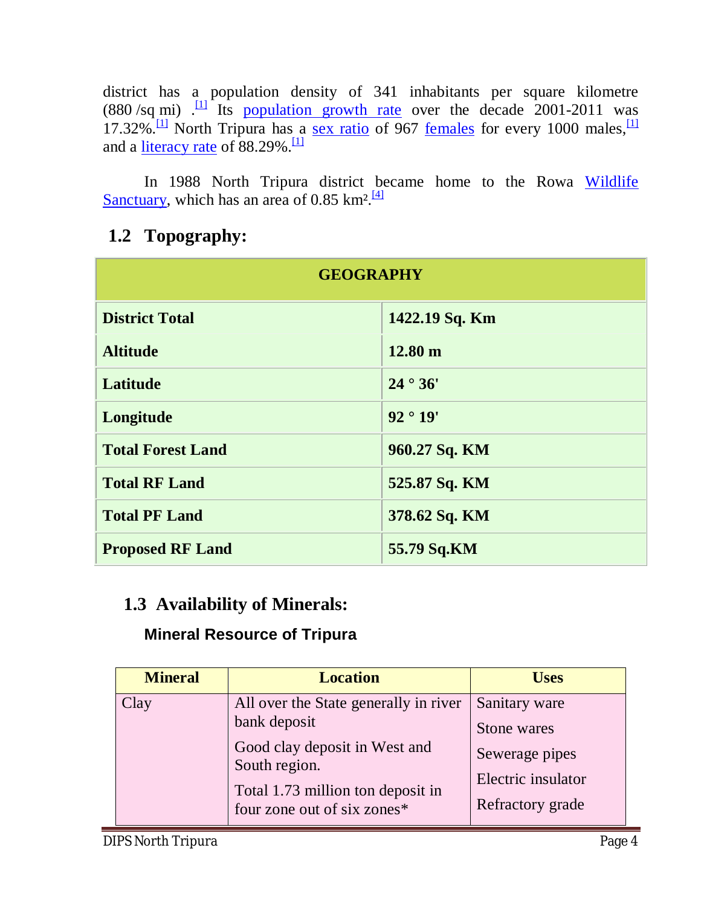district has a population density of 341 inhabitants per square kilometre (880 /sq mi) .[1] Its population growth rate over the decade 2001-2011 was 17.32%.[1] North Tripura has a sex ratio of 967 females for every 1000 males,[1] and a literacy rate of 88.29%.[1]

In 1988 North Tripura district became home to the Rowa Wildlife Sanctuary, which has an area of 0.85 km².[4]

## 1.2 Topography:

| GEOGRAPHY | |
|---|---|
| **District Total** | **1422.19 Sq. Km** |
| **Altitude** | **12.80 m** |
| **Latitude** | **24 ° 36'** |
| **Longitude** | **92 ° 19'** |
| **Total Forest Land** | **960.27 Sq. KM** |
| **Total RF Land** | **525.87 Sq. KM** |
| **Total PF Land** | **378.62 Sq. KM** |
| **Proposed RF Land** | **55.79 Sq.KM** |

## 1.3 Availability of Minerals:

### Mineral Resource of Tripura

| Mineral | Location | Uses |
|---|---|---|
| Clay | All over the State generally in river bank deposit<br>Good clay deposit in West and South region.<br>Total 1.73 million ton deposit in four zone out of six zones* | Sanitary ware<br>Stone wares<br>Sewerage pipes<br>Electric insulator<br>Refractory grade |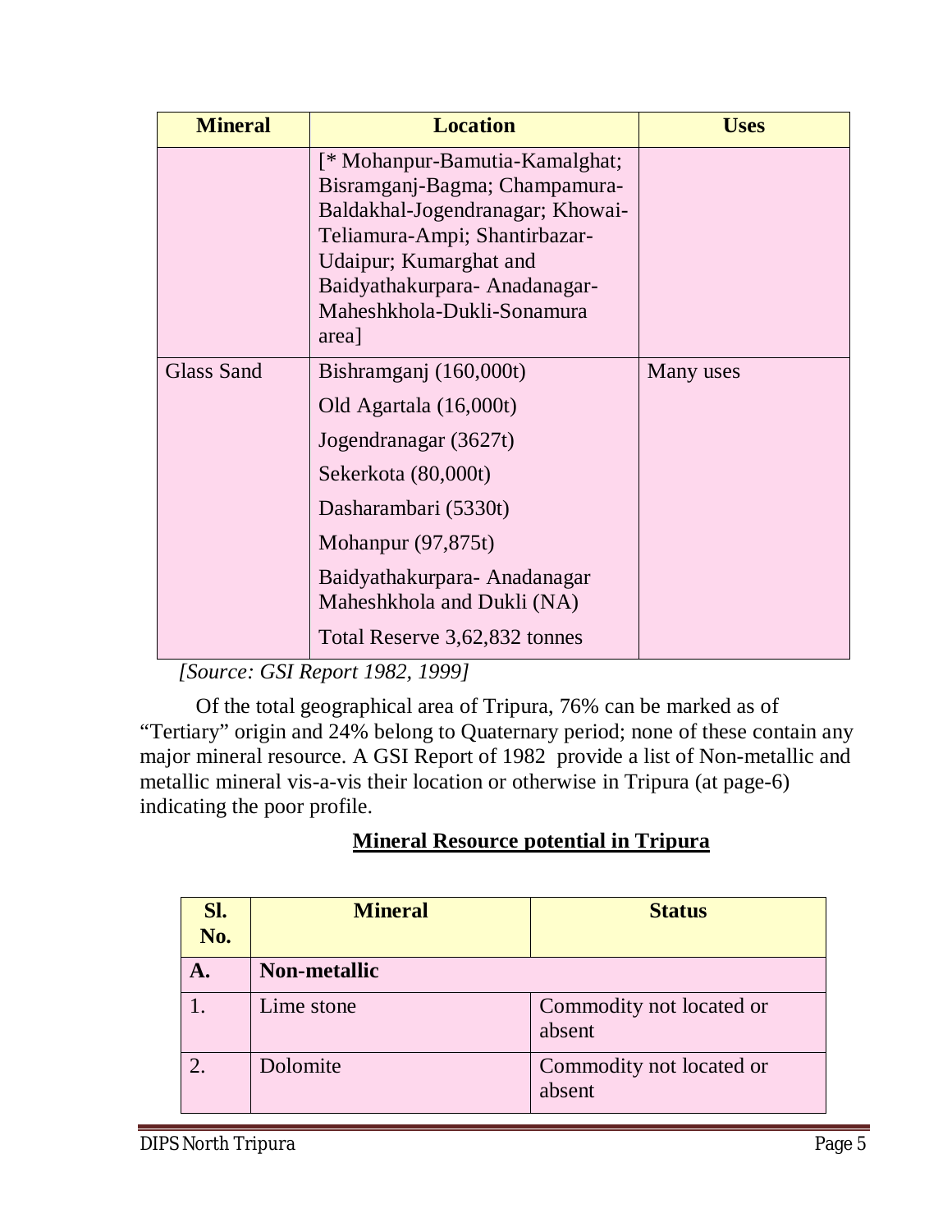| Mineral | Location | Uses |
|---|---|---|
| | [* Mohanpur-Bamutia-Kamalghat; Bisramganj-Bagma; Champamura-Baldakhal-Jogendranagar; Khowai-Teliamura-Ampi; Shantirbazar-Udaipur; Kumarghat and Baidyathakurpara- Anadanagar-Maheshkhola-Dukli-Sonamura area] | |
| Glass Sand | Bishramganj (160,000t)<br>Old Agartala (16,000t)<br>Jogendranagar (3627t)<br>Sekerkota (80,000t)<br>Dasharambari (5330t)<br>Mohanpur (97,875t)<br>Baidyathakurpara- Anadanagar Maheshkhola and Dukli (NA)<br>Total Reserve 3,62,832 tonnes | Many uses |

*[Source: GSI Report 1982, 1999]*

Of the total geographical area of Tripura, 76% can be marked as of "Tertiary" origin and 24% belong to Quaternary period; none of these contain any major mineral resource. A GSI Report of 1982 provide a list of Non-metallic and metallic mineral vis-a-vis their location or otherwise in Tripura (at page-6) indicating the poor profile.

## Mineral Resource potential in Tripura

| Sl. No. | Mineral | Status |
|---|---|---|
| **A.** | **Non-metallic** | |
| 1. | Lime stone | Commodity not located or absent |
| 2. | Dolomite | Commodity not located or absent |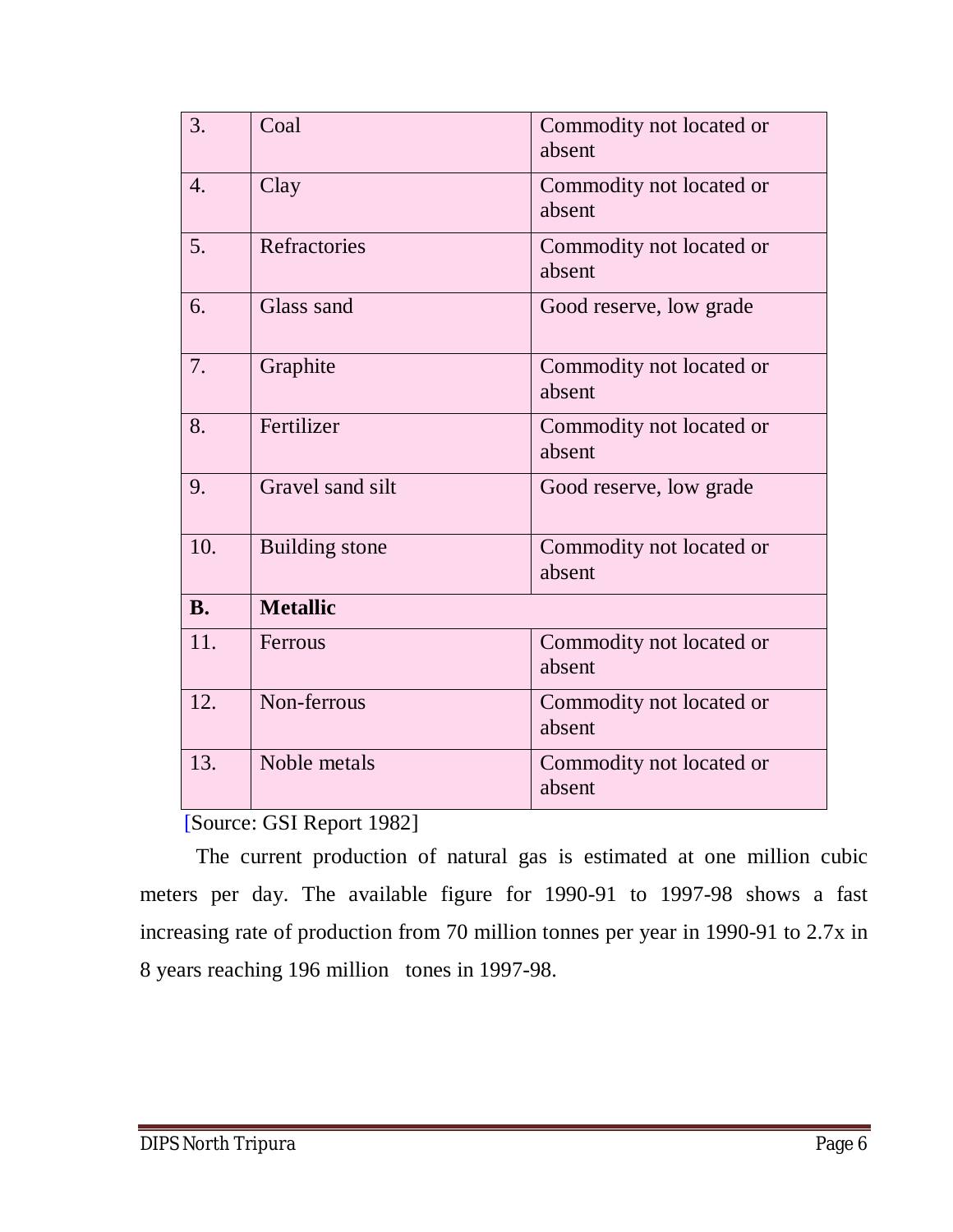| 3. | Coal | Commodity not located or absent |
|---|---|---|
| 4. | Clay | Commodity not located or absent |
| 5. | Refractories | Commodity not located or absent |
| 6. | Glass sand | Good reserve, low grade |
| 7. | Graphite | Commodity not located or absent |
| 8. | Fertilizer | Commodity not located or absent |
| 9. | Gravel sand silt | Good reserve, low grade |
| 10. | Building stone | Commodity not located or absent |
| **B.** | **Metallic** | |
| 11. | Ferrous | Commodity not located or absent |
| 12. | Non-ferrous | Commodity not located or absent |
| 13. | Noble metals | Commodity not located or absent |

[Source: GSI Report 1982]

The current production of natural gas is estimated at one million cubic meters per day. The available figure for 1990-91 to 1997-98 shows a fast increasing rate of production from 70 million tonnes per year in 1990-91 to 2.7x in 8 years reaching 196 million tones in 1997-98.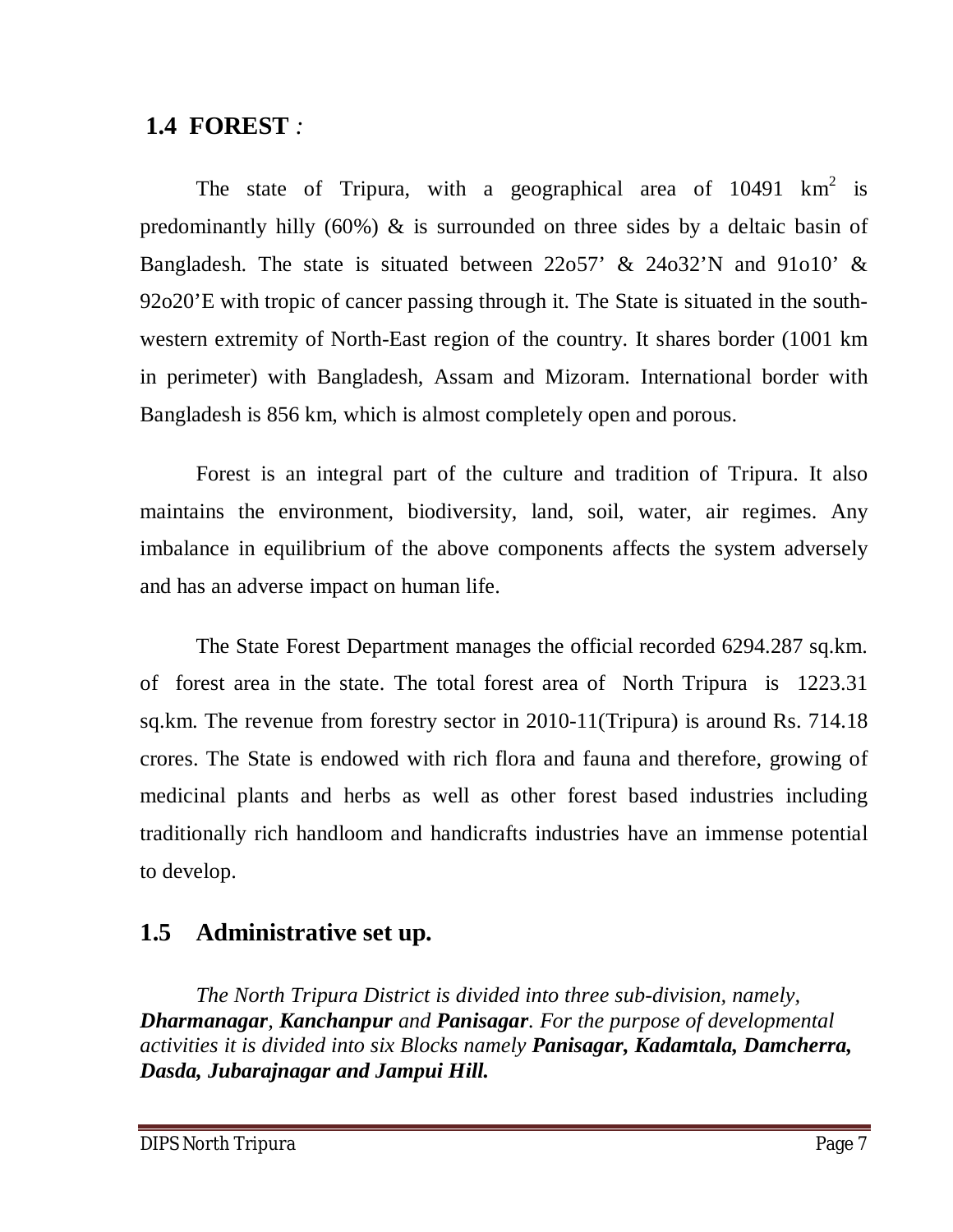## 1.4 FOREST *:*

The state of Tripura, with a geographical area of 10491 $km^2$ is predominantly hilly (60%) & is surrounded on three sides by a deltaic basin of Bangladesh. The state is situated between 22o57' & 24o32'N and 91o10' & 92o20'E with tropic of cancer passing through it. The State is situated in the south-western extremity of North-East region of the country. It shares border (1001 km in perimeter) with Bangladesh, Assam and Mizoram. International border with Bangladesh is 856 km, which is almost completely open and porous.

Forest is an integral part of the culture and tradition of Tripura. It also maintains the environment, biodiversity, land, soil, water, air regimes. Any imbalance in equilibrium of the above components affects the system adversely and has an adverse impact on human life.

The State Forest Department manages the official recorded 6294.287 sq.km. of forest area in the state. The total forest area of North Tripura is 1223.31 sq.km. The revenue from forestry sector in 2010-11(Tripura) is around Rs. 714.18 crores. The State is endowed with rich flora and fauna and therefore, growing of medicinal plants and herbs as well as other forest based industries including traditionally rich handloom and handicrafts industries have an immense potential to develop.

## 1.5 Administrative set up.

*The North Tripura District is divided into three sub-division, namely,* ***Dharmanagar****,* ***Kanchanpur*** *and* ***Panisagar****. For the purpose of developmental activities it is divided into six Blocks namely* ***Panisagar, Kadamtala, Damcherra, Dasda, Jubarajnagar and Jampui Hill.***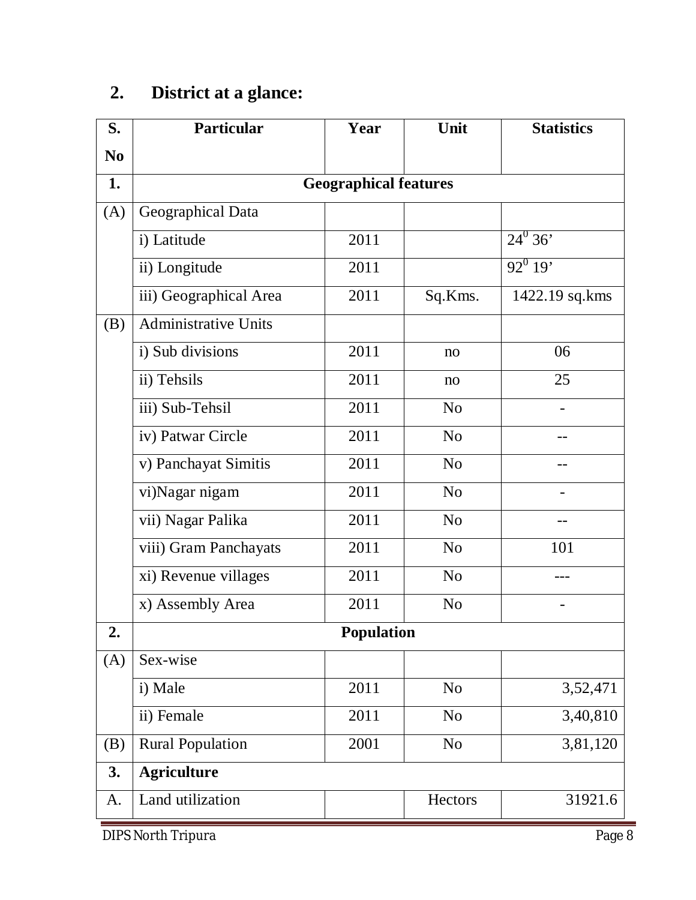## 2. District at a glance:

| S. No | Particular | Year | Unit | Statistics |
|---|---|---|---|---|
| 1. | **Geographical features** | | | |
| (A) | Geographical Data | | | |
| | i) Latitude | 2011 | | $24^0$ 36' |
| | ii) Longitude | 2011 | | $92^0$ 19' |
| | iii) Geographical Area | 2011 | Sq.Kms. | 1422.19 sq.kms |
| (B) | Administrative Units | | | |
| | i) Sub divisions | 2011 | no | 06 |
| | ii) Tehsils | 2011 | no | 25 |
| | iii) Sub-Tehsil | 2011 | No | - |
| | iv) Patwar Circle | 2011 | No | -- |
| | v) Panchayat Simitis | 2011 | No | -- |
| | vi)Nagar nigam | 2011 | No | - |
| | vii) Nagar Palika | 2011 | No | -- |
| | viii) Gram Panchayats | 2011 | No | 101 |
| | xi) Revenue villages | 2011 | No | --- |
| | x) Assembly Area | 2011 | No | - |
| 2. | **Population** | | | |
| (A) | Sex-wise | | | |
| | i) Male | 2011 | No | 3,52,471 |
| | ii) Female | 2011 | No | 3,40,810 |
| (B) | Rural Population | 2001 | No | 3,81,120 |
| 3. | **Agriculture** | | | |
| A. | Land utilization | | Hectors | 31921.6 |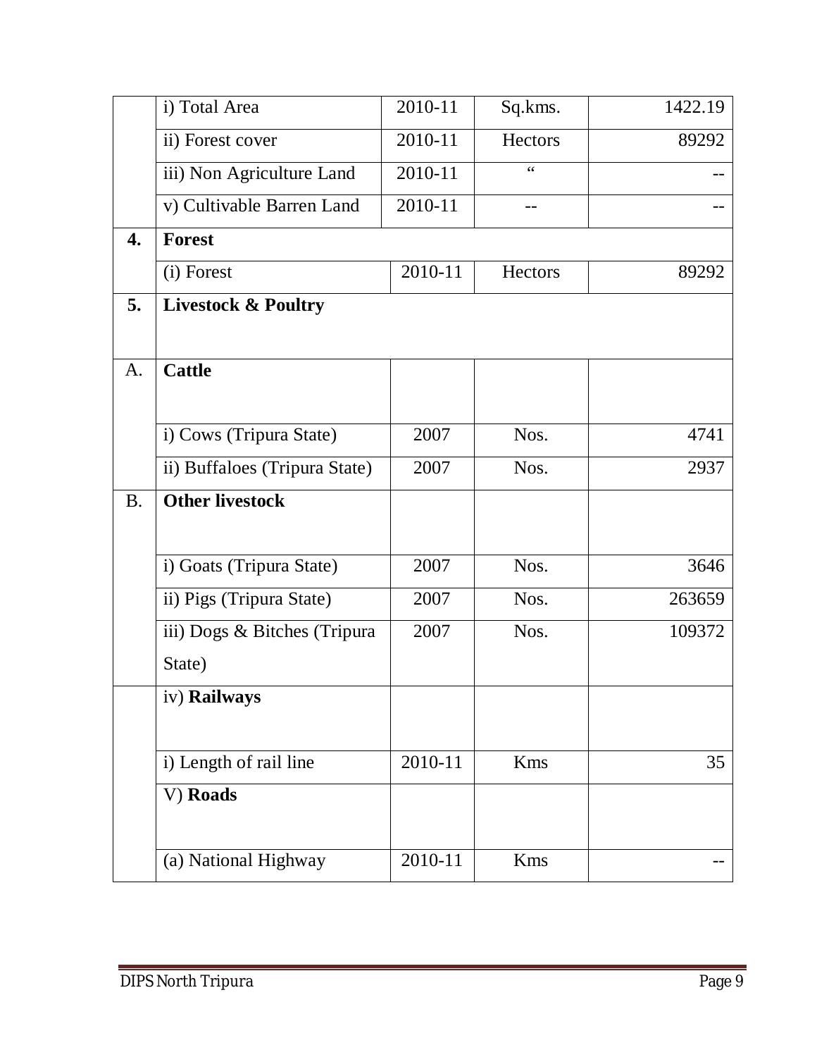|  |  |  |  |  |
|---|---|---|---|---|
|  | i) Total Area | 2010-11 | Sq.kms. | 1422.19 |
|  | ii) Forest cover | 2010-11 | Hectors | 89292 |
|  | iii) Non Agriculture Land | 2010-11 | " | -- |
|  | v) Cultivable Barren Land | 2010-11 | -- | -- |
| **4.** | **Forest** |  |  |  |
|  | (i) Forest | 2010-11 | Hectors | 89292 |
| **5.** | **Livestock & Poultry** |  |  |  |
| A. | **Cattle** |  |  |  |
|  | i) Cows (Tripura State) | 2007 | Nos. | 4741 |
|  | ii) Buffaloes (Tripura State) | 2007 | Nos. | 2937 |
| B. | **Other livestock** |  |  |  |
|  | i) Goats (Tripura State) | 2007 | Nos. | 3646 |
|  | ii) Pigs (Tripura State) | 2007 | Nos. | 263659 |
|  | iii) Dogs & Bitches (Tripura State) | 2007 | Nos. | 109372 |
|  | iv) **Railways** |  |  |  |
|  | i) Length of rail line | 2010-11 | Kms | 35 |
|  | V) **Roads** |  |  |  |
|  | (a) National Highway | 2010-11 | Kms | -- |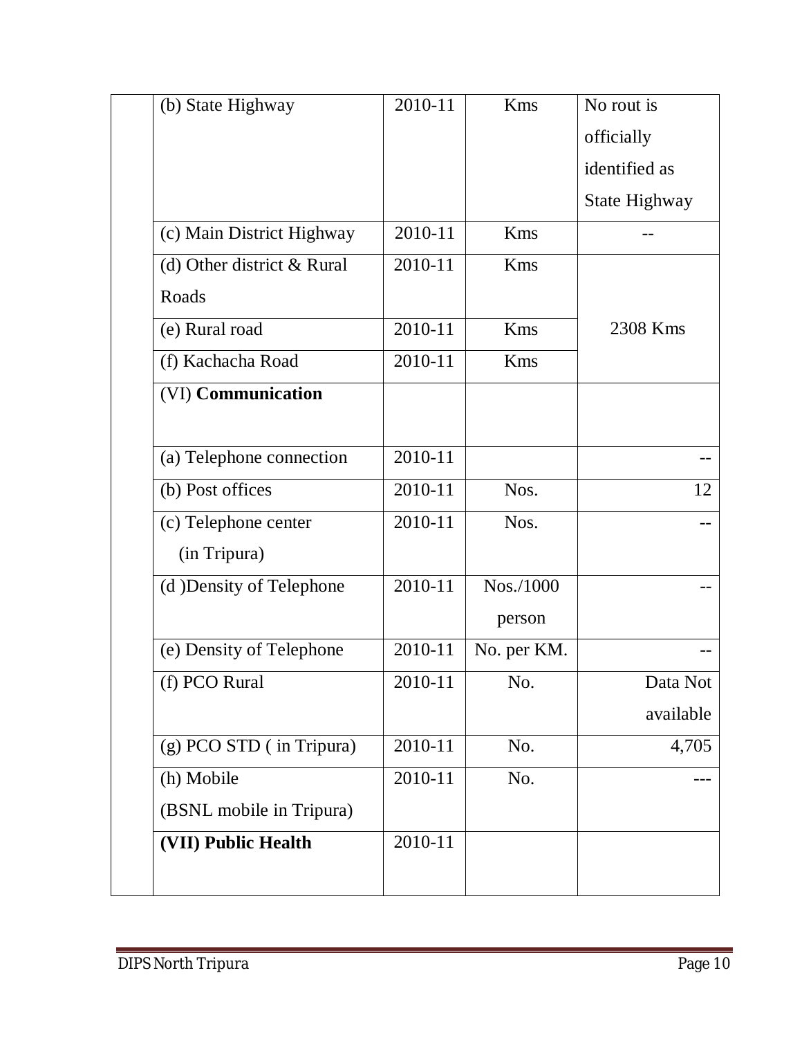| | | | | |
|---|---|---|---|---|
| | (b) State Highway | 2010-11 | Kms | No rout is officially identified as State Highway |
| | (c) Main District Highway | 2010-11 | Kms | -- |
| | (d) Other district & Rural Roads | 2010-11 | Kms | 2308 Kms |
| | (e) Rural road | 2010-11 | Kms | |
| | (f) Kachacha Road | 2010-11 | Kms | |
| | (VI) **Communication** | | | |
| | (a) Telephone connection | 2010-11 | | -- |
| | (b) Post offices | 2010-11 | Nos. | 12 |
| | (c) Telephone center (in Tripura) | 2010-11 | Nos. | -- |
| | (d )Density of Telephone | 2010-11 | Nos./1000 person | -- |
| | (e) Density of Telephone | 2010-11 | No. per KM. | -- |
| | (f) PCO Rural | 2010-11 | No. | Data Not available |
| | (g) PCO STD ( in Tripura) | 2010-11 | No. | 4,705 |
| | (h) Mobile (BSNL mobile in Tripura) | 2010-11 | No. | --- |
| | **(VII) Public Health** | 2010-11 | | |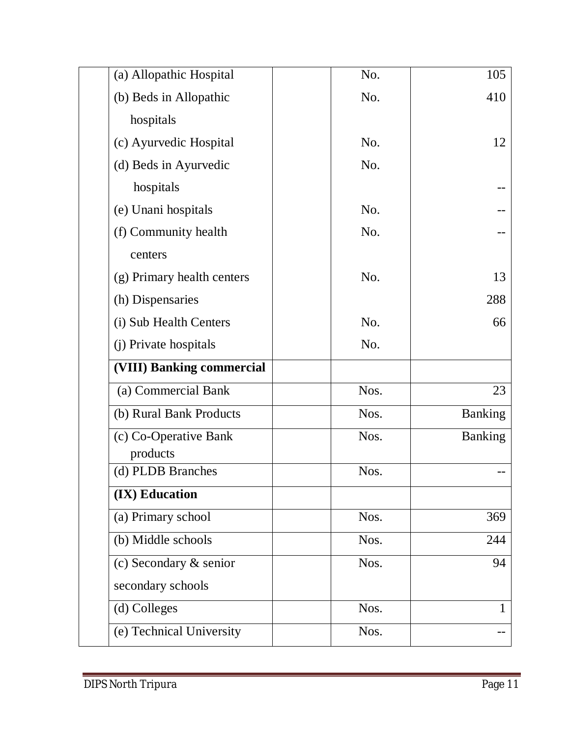| | | | | |
|---|---|---|---|---|
| | (a) Allopathic Hospital | | No. | 105 |
| | (b) Beds in Allopathic hospitals | | No. | 410 |
| | (c) Ayurvedic Hospital | | No. | 12 |
| | (d) Beds in Ayurvedic hospitals | | No. | -- |
| | (e) Unani hospitals | | No. | -- |
| | (f) Community health centers | | No. | -- |
| | (g) Primary health centers | | No. | 13 |
| | (h) Dispensaries | | | 288 |
| | (i) Sub Health Centers | | No. | 66 |
| | (j) Private hospitals | | No. | |
| | **(VIII) Banking commercial** | | | |
| | (a) Commercial Bank | | Nos. | 23 |
| | (b) Rural Bank Products | | Nos. | Banking |
| | (c) Co-Operative Bank products | | Nos. | Banking |
| | (d) PLDB Branches | | Nos. | -- |
| | **(IX) Education** | | | |
| | (a) Primary school | | Nos. | 369 |
| | (b) Middle schools | | Nos. | 244 |
| | (c) Secondary & senior secondary schools | | Nos. | 94 |
| | (d) Colleges | | Nos. | 1 |
| | (e) Technical University | | Nos. | -- |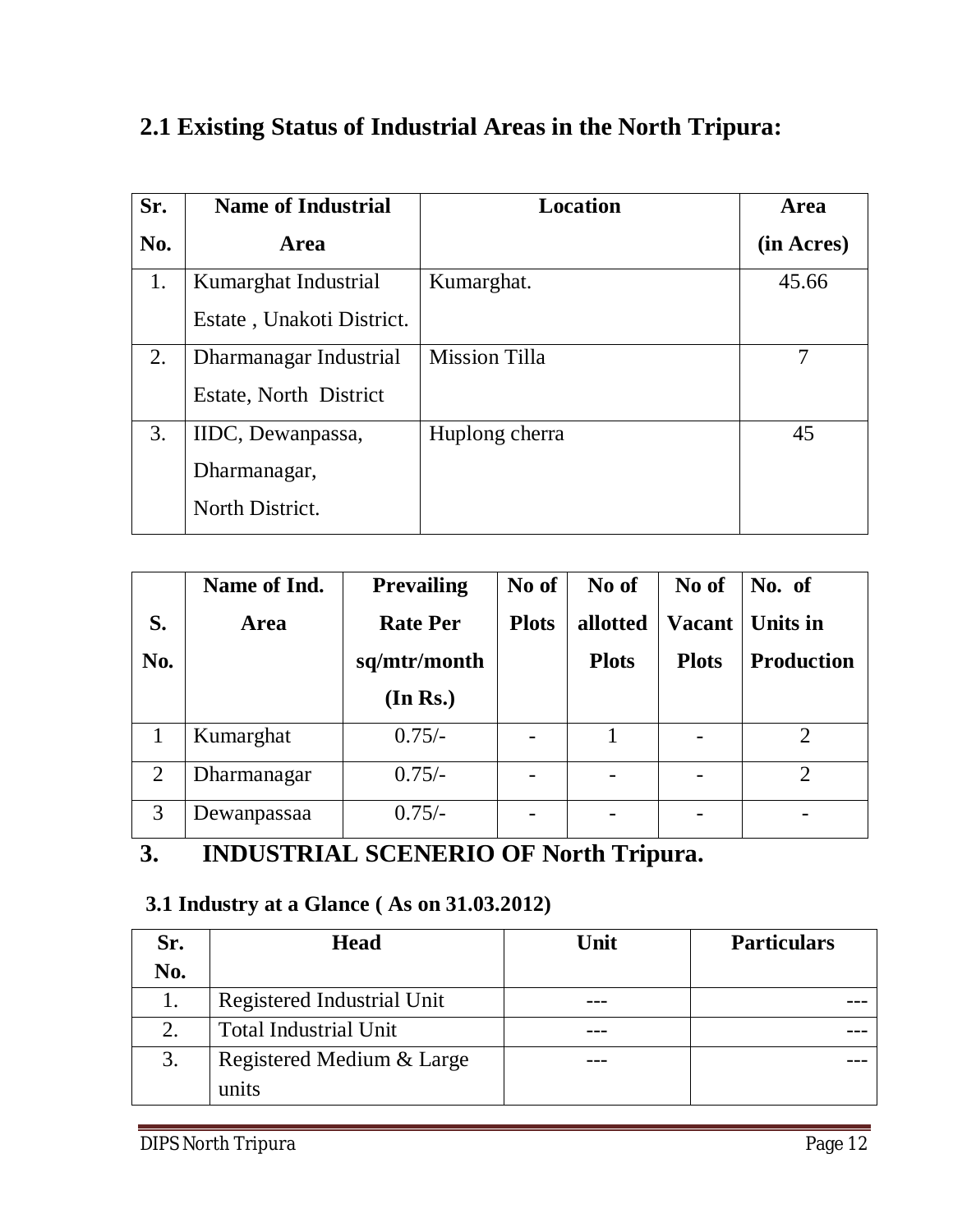## 2.1 Existing Status of Industrial Areas in the North Tripura:

| Sr. No. | Name of Industrial Area | Location | Area (in Acres) |
|---|---|---|---|
| 1. | Kumarghat Industrial Estate , Unakoti District. | Kumarghat. | 45.66 |
| 2. | Dharmanagar Industrial Estate, North District | Mission Tilla | 7 |
| 3. | IIDC, Dewanpassa, Dharmanagar, North District. | Huplong cherra | 45 |

| S. No. | Name of Ind. Area | Prevailing Rate Per sq/mtr/month (In Rs.) | No of Plots | No of allotted Plots | No of Vacant Plots | No. of Units in Production |
|---|---|---|---|---|---|---|
| 1 | Kumarghat | 0.75/- | - | 1 | - | 2 |
| 2 | Dharmanagar | 0.75/- | - | - | - | 2 |
| 3 | Dewanpassaa | 0.75/- | - | - | - | - |

# 3. INDUSTRIAL SCENERIO OF North Tripura.

### 3.1 Industry at a Glance ( As on 31.03.2012)

| Sr. No. | Head | Unit | Particulars |
|---|---|---|---|
| 1. | Registered Industrial Unit | --- | --- |
| 2. | Total Industrial Unit | --- | --- |
| 3. | Registered Medium & Large units | --- | --- |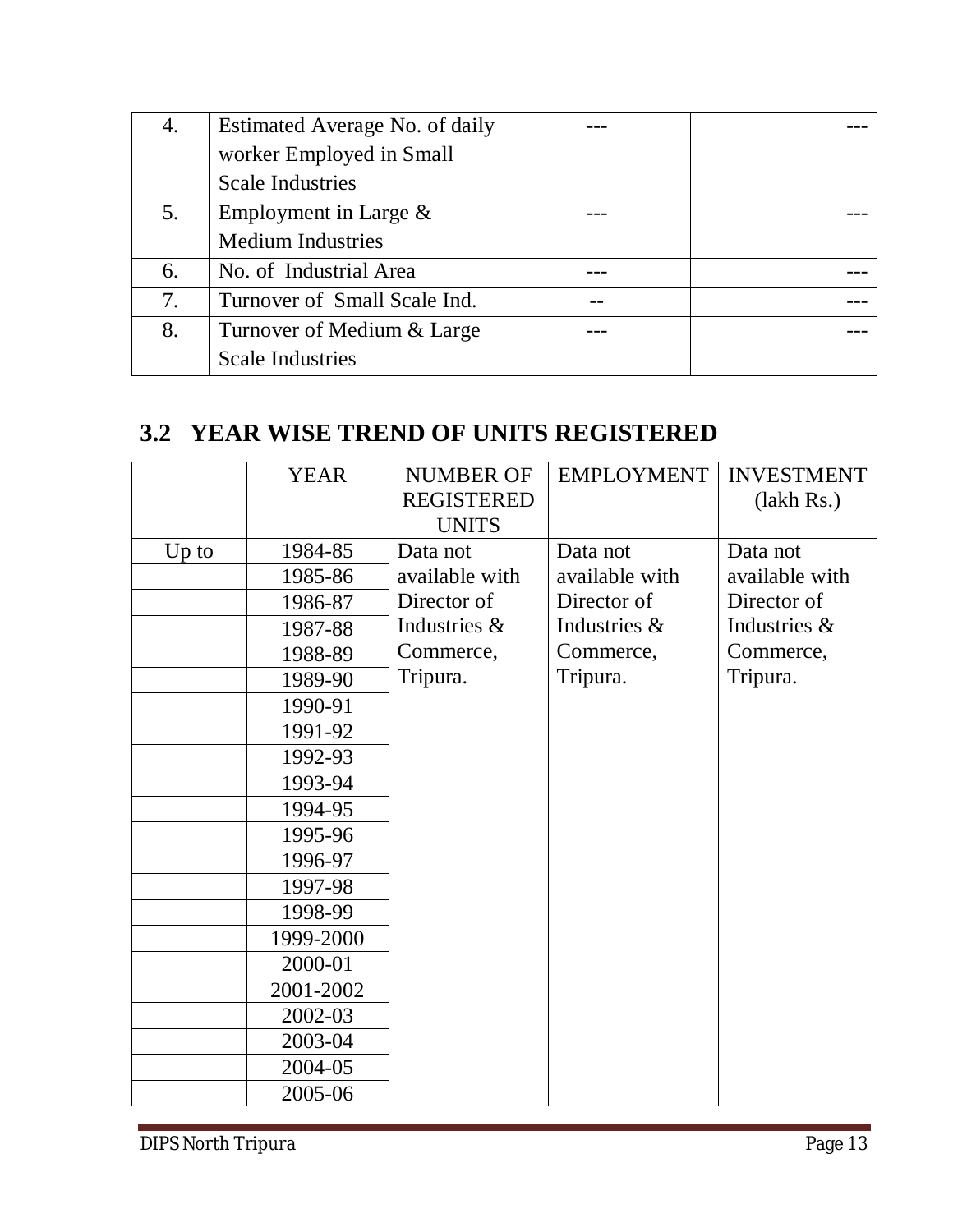| 4. | Estimated Average No. of daily worker Employed in Small Scale Industries | --- | --- |
|---|---|---|---|
| 5. | Employment in Large & Medium Industries | --- | --- |
| 6. | No. of Industrial Area | --- | --- |
| 7. | Turnover of Small Scale Ind. | -- | --- |
| 8. | Turnover of Medium & Large Scale Industries | --- | --- |

## 3.2 YEAR WISE TREND OF UNITS REGISTERED

| | YEAR | NUMBER OF REGISTERED UNITS | EMPLOYMENT | INVESTMENT (lakh Rs.) |
|---|---|---|---|---|
| Up to | 1984-85 | Data not available with Director of Industries & Commerce, Tripura. | Data not available with Director of Industries & Commerce, Tripura. | Data not available with Director of Industries & Commerce, Tripura. |
| | 1985-86 | | | |
| | 1986-87 | | | |
| | 1987-88 | | | |
| | 1988-89 | | | |
| | 1989-90 | | | |
| | 1990-91 | | | |
| | 1991-92 | | | |
| | 1992-93 | | | |
| | 1993-94 | | | |
| | 1994-95 | | | |
| | 1995-96 | | | |
| | 1996-97 | | | |
| | 1997-98 | | | |
| | 1998-99 | | | |
| | 1999-2000 | | | |
| | 2000-01 | | | |
| | 2001-2002 | | | |
| | 2002-03 | | | |
| | 2003-04 | | | |
| | 2004-05 | | | |
| | 2005-06 | | | |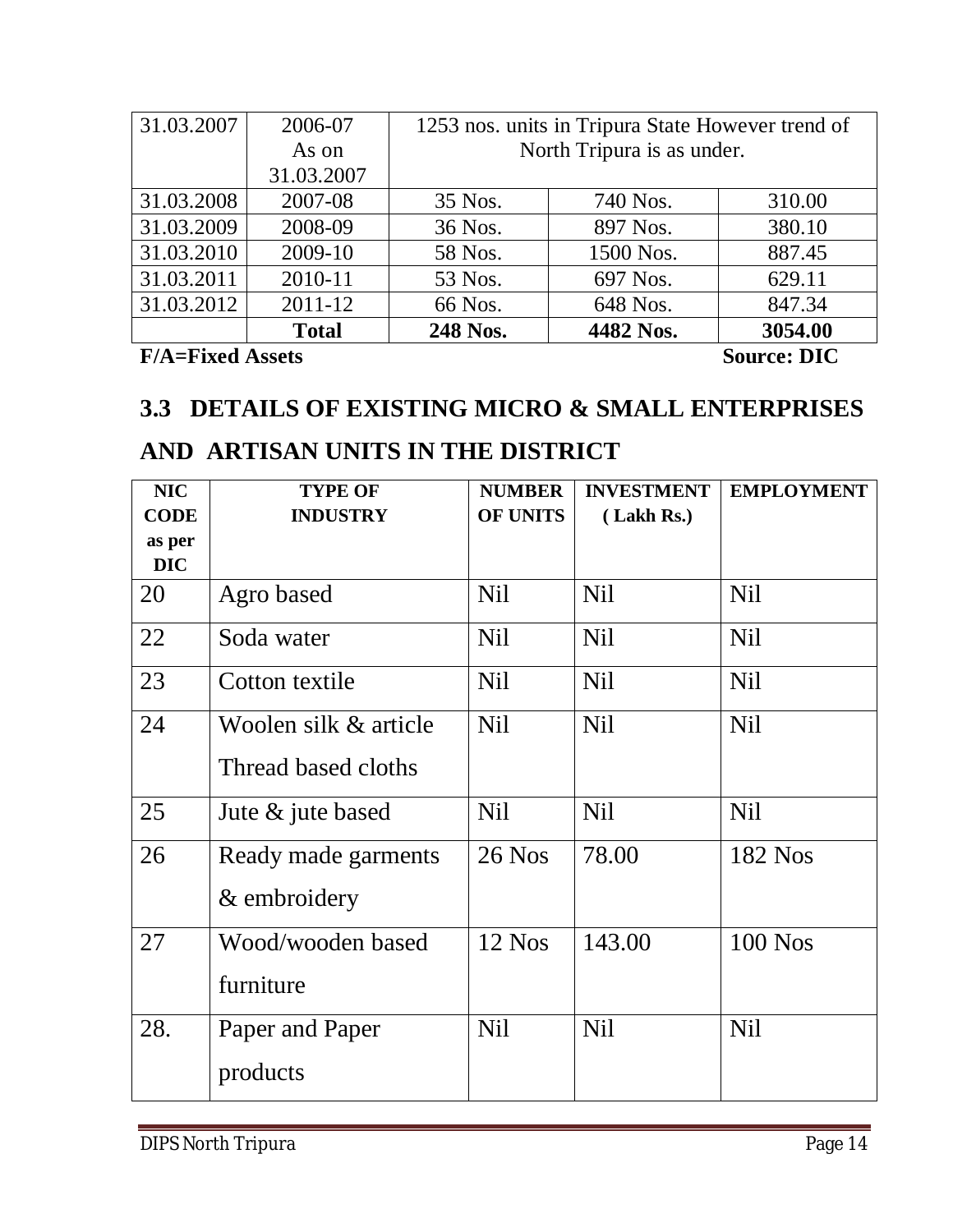| 31.03.2007 | 2006-07 As on 31.03.2007 | 1253 nos. units in Tripura State However trend of North Tripura is as under. | | |
|---|---|---|---|---|
| 31.03.2008 | 2007-08 | 35 Nos. | 740 Nos. | 310.00 |
| 31.03.2009 | 2008-09 | 36 Nos. | 897 Nos. | 380.10 |
| 31.03.2010 | 2009-10 | 58 Nos. | 1500 Nos. | 887.45 |
| 31.03.2011 | 2010-11 | 53 Nos. | 697 Nos. | 629.11 |
| 31.03.2012 | 2011-12 | 66 Nos. | 648 Nos. | 847.34 |
| | **Total** | **248 Nos.** | **4482 Nos.** | **3054.00** |

**F/A=Fixed Assets** **Source: DIC**

## 3.3 DETAILS OF EXISTING MICRO & SMALL ENTERPRISES AND ARTISAN UNITS IN THE DISTRICT

| NIC CODE as per DIC | TYPE OF INDUSTRY | NUMBER OF UNITS | INVESTMENT (Lakh Rs.) | EMPLOYMENT |
|---|---|---|---|---|
| 20 | Agro based | Nil | Nil | Nil |
| 22 | Soda water | Nil | Nil | Nil |
| 23 | Cotton textile | Nil | Nil | Nil |
| 24 | Woolen silk & article Thread based cloths | Nil | Nil | Nil |
| 25 | Jute & jute based | Nil | Nil | Nil |
| 26 | Ready made garments & embroidery | 26 Nos | 78.00 | 182 Nos |
| 27 | Wood/wooden based furniture | 12 Nos | 143.00 | 100 Nos |
| 28. | Paper and Paper products | Nil | Nil | Nil |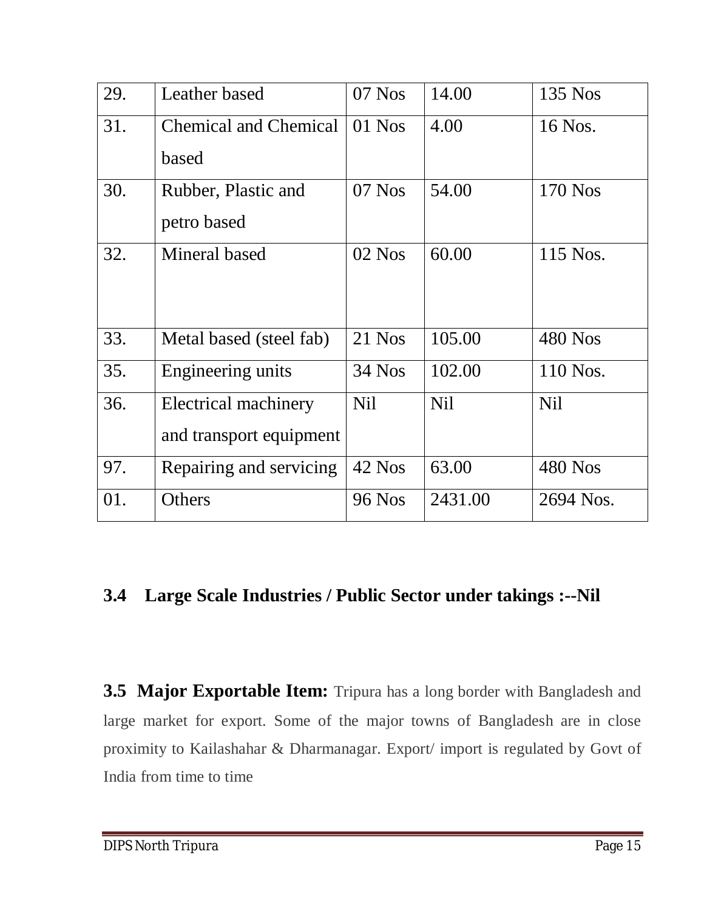| 29. | Leather based | 07 Nos | 14.00 | 135 Nos |
|---|---|---|---|---|
| 31. | Chemical and Chemical based | 01 Nos | 4.00 | 16 Nos. |
| 30. | Rubber, Plastic and petro based | 07 Nos | 54.00 | 170 Nos |
| 32. | Mineral based | 02 Nos | 60.00 | 115 Nos. |
| 33. | Metal based (steel fab) | 21 Nos | 105.00 | 480 Nos |
| 35. | Engineering units | 34 Nos | 102.00 | 110 Nos. |
| 36. | Electrical machinery and transport equipment | Nil | Nil | Nil |
| 97. | Repairing and servicing | 42 Nos | 63.00 | 480 Nos |
| 01. | Others | 96 Nos | 2431.00 | 2694 Nos. |

### 3.4 Large Scale Industries / Public Sector under takings :--Nil

**3.5 Major Exportable Item:** Tripura has a long border with Bangladesh and large market for export. Some of the major towns of Bangladesh are in close proximity to Kailashahar & Dharmanagar. Export/ import is regulated by Govt of India from time to time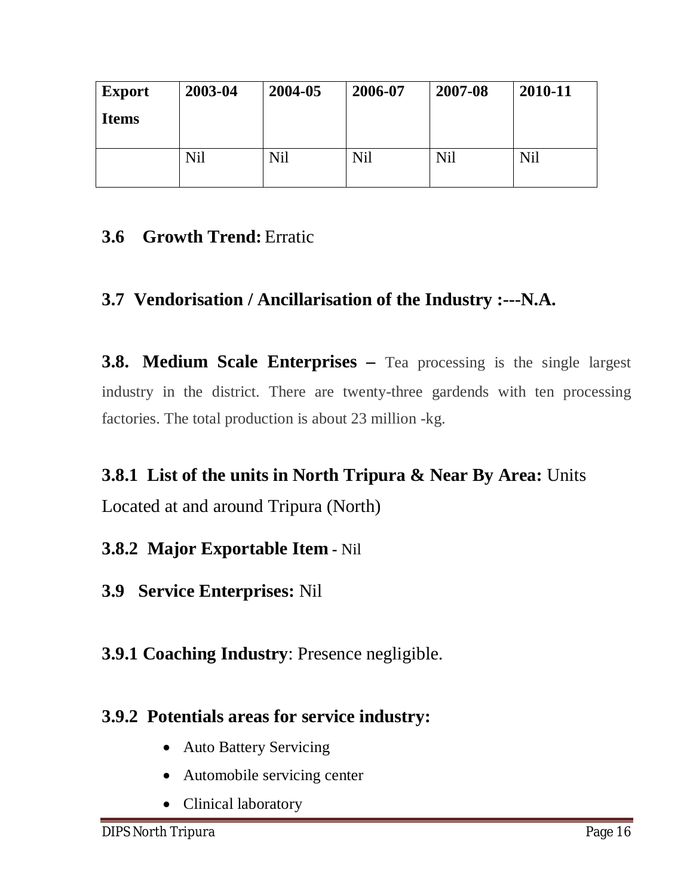| Export Items | 2003-04 | 2004-05 | 2006-07 | 2007-08 | 2010-11 |
|---|---|---|---|---|---|
| | Nil | Nil | Nil | Nil | Nil |

### 3.6 Growth Trend: Erratic

### 3.7 Vendorisation / Ancillarisation of the Industry :---N.A.

**3.8. Medium Scale Enterprises –** Tea processing is the single largest industry in the district. There are twenty-three gardends with ten processing factories. The total production is about 23 million -kg.

**3.8.1 List of the units in North Tripura & Near By Area:** Units Located at and around Tripura (North)

**3.8.2 Major Exportable Item** - Nil

**3.9 Service Enterprises:** Nil

**3.9.1 Coaching Industry**: Presence negligible.

**3.9.2 Potentials areas for service industry:**

- Auto Battery Servicing
- Automobile servicing center
- Clinical laboratory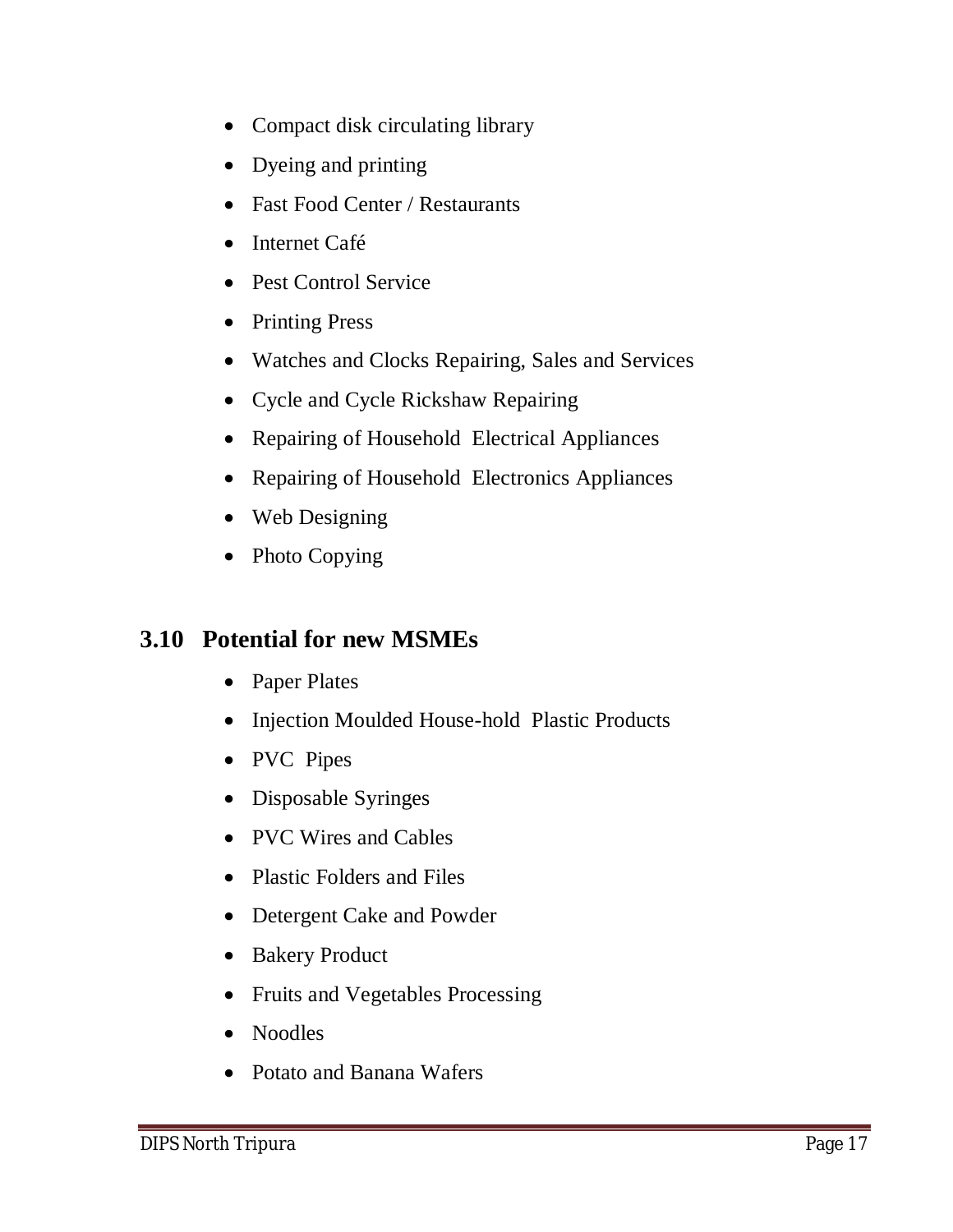- Compact disk circulating library
- Dyeing and printing
- Fast Food Center / Restaurants
- Internet Café
- Pest Control Service
- Printing Press
- Watches and Clocks Repairing, Sales and Services
- Cycle and Cycle Rickshaw Repairing
- Repairing of Household Electrical Appliances
- Repairing of Household Electronics Appliances
- Web Designing
- Photo Copying

## 3.10 Potential for new MSMEs

- Paper Plates
- Injection Moulded House-hold Plastic Products
- PVC Pipes
- Disposable Syringes
- PVC Wires and Cables
- Plastic Folders and Files
- Detergent Cake and Powder
- Bakery Product
- Fruits and Vegetables Processing
- Noodles
- Potato and Banana Wafers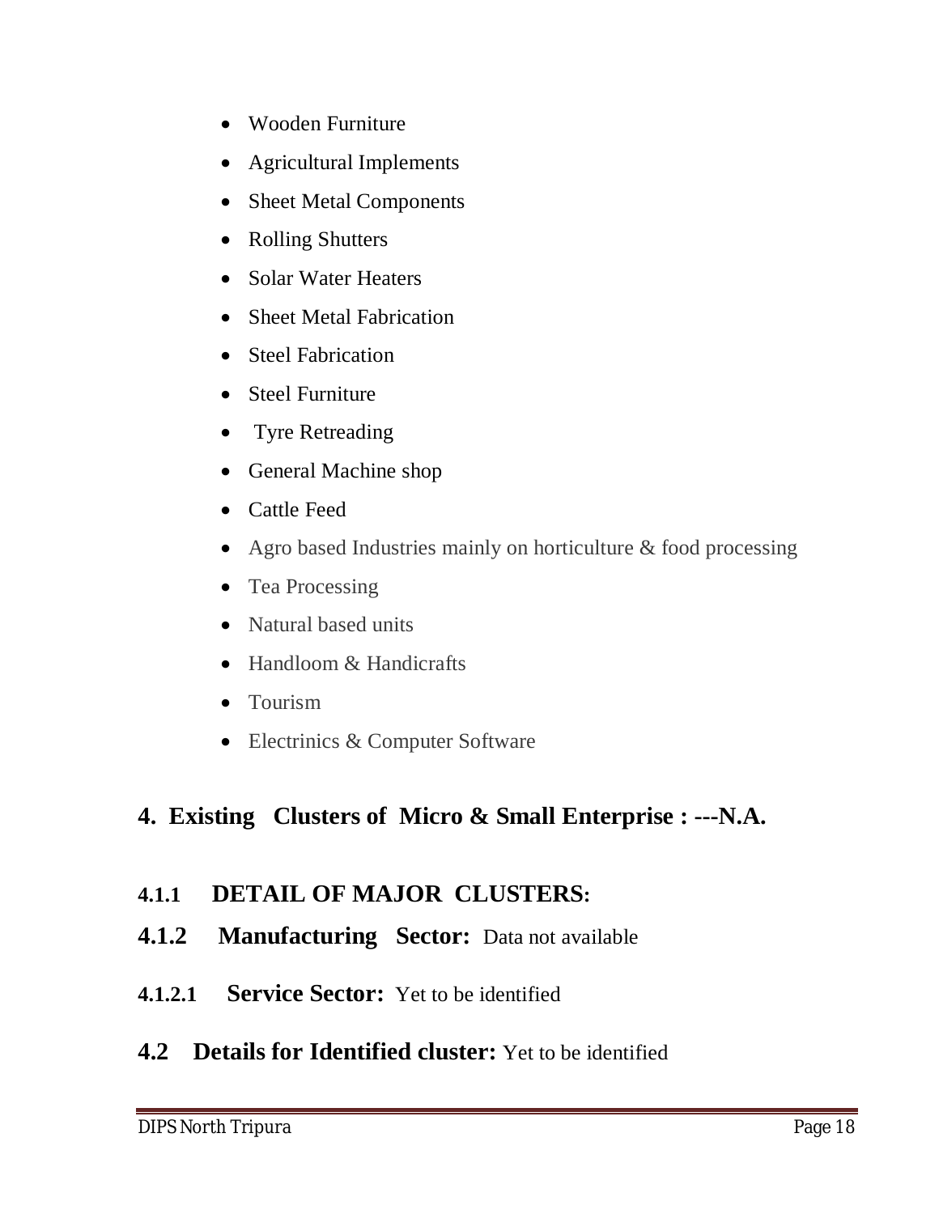- Wooden Furniture
- Agricultural Implements
- Sheet Metal Components
- Rolling Shutters
- Solar Water Heaters
- Sheet Metal Fabrication
- Steel Fabrication
- Steel Furniture
- Tyre Retreading
- General Machine shop
- Cattle Feed
- Agro based Industries mainly on horticulture & food processing
- Tea Processing
- Natural based units
- Handloom & Handicrafts
- Tourism
- Electrinics & Computer Software

## 4. Existing Clusters of Micro & Small Enterprise : ---N.A.

### 4.1.1 DETAIL OF MAJOR CLUSTERS:

### 4.1.2 Manufacturing Sector: Data not available

#### 4.1.2.1 Service Sector: Yet to be identified

### 4.2 Details for Identified cluster: Yet to be identified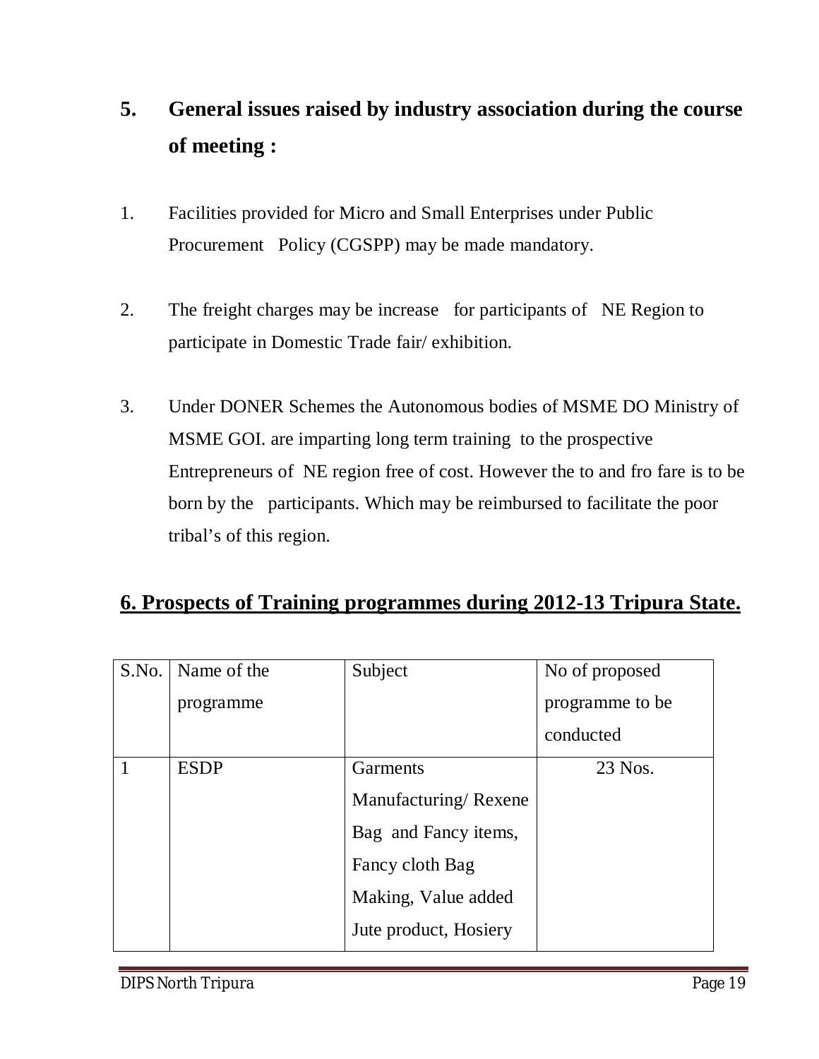## 5. General issues raised by industry association during the course of meeting :

1. Facilities provided for Micro and Small Enterprises under Public Procurement Policy (CGSPP) may be made mandatory.

2. The freight charges may be increase for participants of NE Region to participate in Domestic Trade fair/ exhibition.

3. Under DONER Schemes the Autonomous bodies of MSME DO Ministry of MSME GOI. are imparting long term training to the prospective Entrepreneurs of NE region free of cost. However the to and fro fare is to be born by the participants. Which may be reimbursed to facilitate the poor tribal's of this region.

## 6. Prospects of Training programmes during 2012-13 Tripura State.

| S.No. | Name of the programme | Subject | No of proposed programme to be conducted |
|---|---|---|---|
| 1 | ESDP | Garments Manufacturing/ Rexene Bag and Fancy items, Fancy cloth Bag Making, Value added Jute product, Hosiery | 23 Nos. |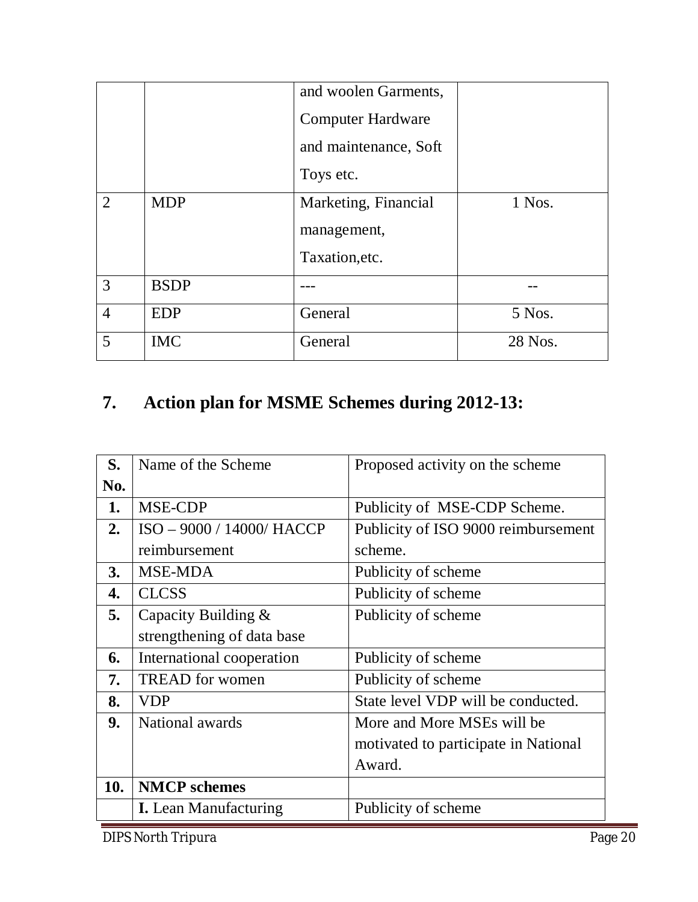|  |  | and woolen Garments, Computer Hardware and maintenance, Soft Toys etc. |  |
|---|---|---|---|
| 2 | MDP | Marketing, Financial management, Taxation,etc. | 1 Nos. |
| 3 | BSDP | --- | -- |
| 4 | EDP | General | 5 Nos. |
| 5 | IMC | General | 28 Nos. |

## 7. Action plan for MSME Schemes during 2012-13:

| S. No. | Name of the Scheme | Proposed activity on the scheme |
|---|---|---|
| **1.** | MSE-CDP | Publicity of MSE-CDP Scheme. |
| **2.** | ISO – 9000 / 14000/ HACCP reimbursement | Publicity of ISO 9000 reimbursement scheme. |
| **3.** | MSE-MDA | Publicity of scheme |
| **4.** | CLCSS | Publicity of scheme |
| **5.** | Capacity Building & strengthening of data base | Publicity of scheme |
| **6.** | International cooperation | Publicity of scheme |
| **7.** | TREAD for women | Publicity of scheme |
| **8.** | VDP | State level VDP will be conducted. |
| **9.** | National awards | More and More MSEs will be motivated to participate in National Award. |
| **10.** | **NMCP schemes** |  |
|  | **I.** Lean Manufacturing | Publicity of scheme |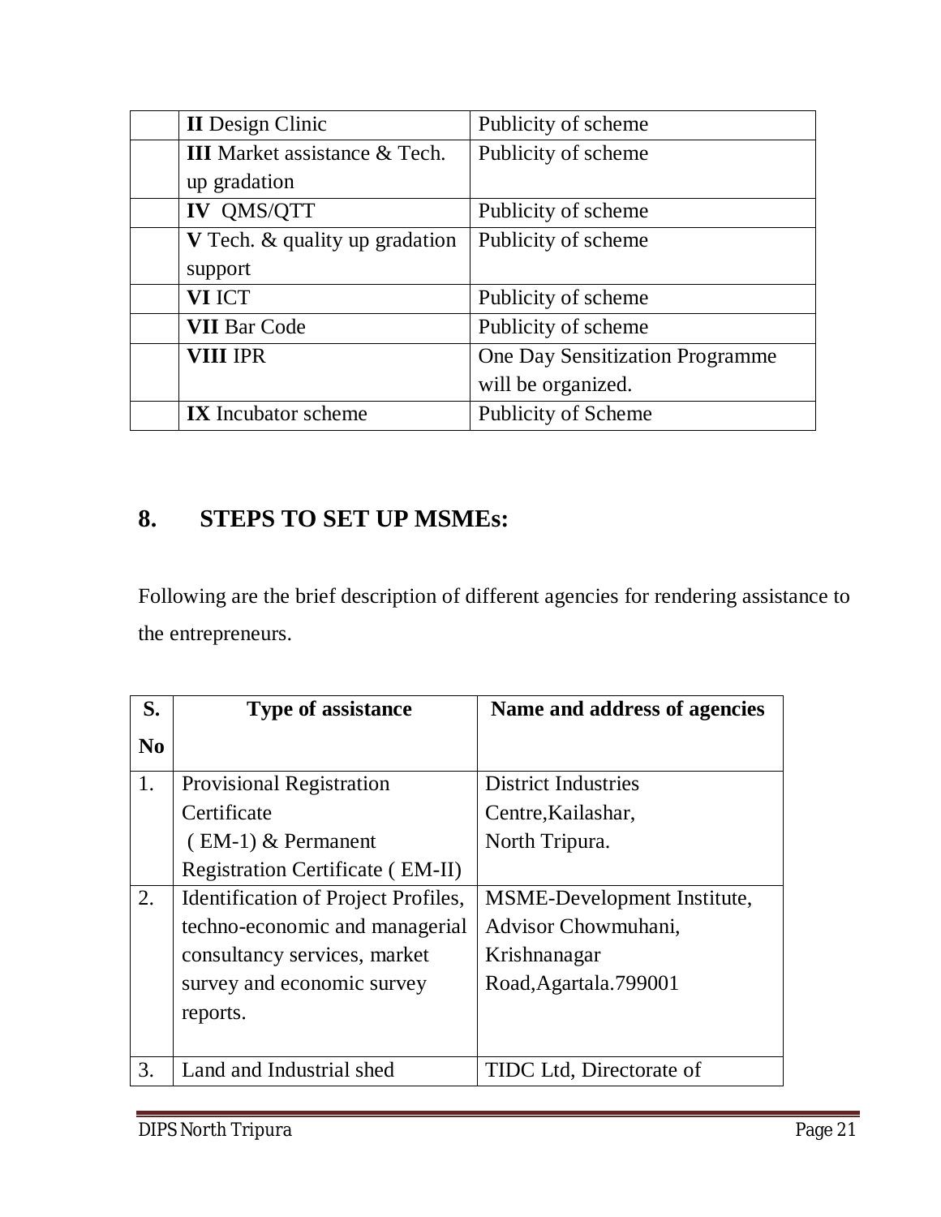| | **II** Design Clinic | Publicity of scheme |
|---|---|---|
| | **III** Market assistance & Tech. up gradation | Publicity of scheme |
| | **IV** QMS/QTT | Publicity of scheme |
| | **V** Tech. & quality up gradation support | Publicity of scheme |
| | **VI** ICT | Publicity of scheme |
| | **VII** Bar Code | Publicity of scheme |
| | **VIII** IPR | One Day Sensitization Programme will be organized. |
| | **IX** Incubator scheme | Publicity of Scheme |

## 8. STEPS TO SET UP MSMEs:

Following are the brief description of different agencies for rendering assistance to the entrepreneurs.

| S. No | Type of assistance | Name and address of agencies |
|---|---|---|
| 1. | Provisional Registration Certificate ( EM-1) & Permanent Registration Certificate ( EM-II) | District Industries Centre,Kailashar, North Tripura. |
| 2. | Identification of Project Profiles, techno-economic and managerial consultancy services, market survey and economic survey reports. | MSME-Development Institute, Advisor Chowmuhani, Krishnanagar Road,Agartala.799001 |
| 3. | Land and Industrial shed | TIDC Ltd, Directorate of |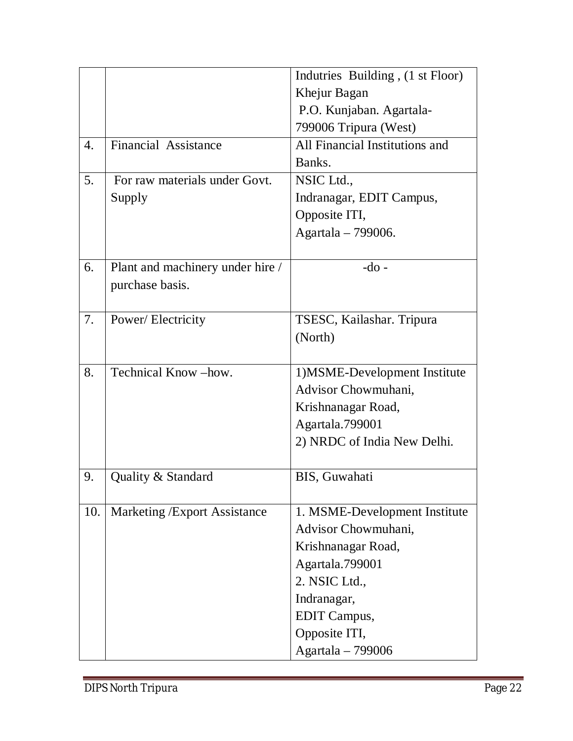| | | |
|---|---|---|
| | | Indutries Building , (1 st Floor) Khejur Bagan P.O. Kunjaban. Agartala-799006 Tripura (West) |
| 4. | Financial Assistance | All Financial Institutions and Banks. |
| 5. | For raw materials under Govt. Supply | NSIC Ltd., Indranagar, EDIT Campus, Opposite ITI, Agartala – 799006. |
| 6. | Plant and machinery under hire / purchase basis. | -do - |
| 7. | Power/ Electricity | TSESC, Kailashar. Tripura (North) |
| 8. | Technical Know –how. | 1)MSME-Development Institute Advisor Chowmuhani, Krishnanagar Road, Agartala.799001<br>2) NRDC of India New Delhi. |
| 9. | Quality & Standard | BIS, Guwahati |
| 10. | Marketing /Export Assistance | 1. MSME-Development Institute Advisor Chowmuhani, Krishnanagar Road, Agartala.799001<br>2. NSIC Ltd., Indranagar, EDIT Campus, Opposite ITI, Agartala – 799006 |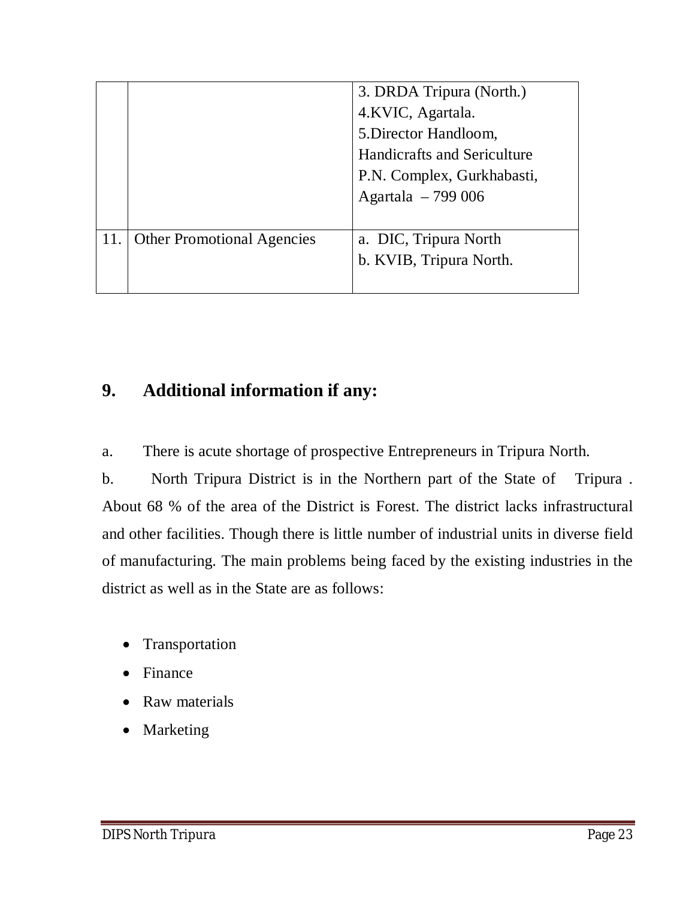| | | |
|---|---|---|
| | | 3. DRDA Tripura (North.)<br>4.KVIC, Agartala.<br>5.Director Handloom, Handicrafts and Sericulture P.N. Complex, Gurkhabasti, Agartala – 799 006 |
| 11. | Other Promotional Agencies | a. DIC, Tripura North<br>b. KVIB, Tripura North. |

## 9. Additional information if any:

a. There is acute shortage of prospective Entrepreneurs in Tripura North.

b. North Tripura District is in the Northern part of the State of Tripura . About 68 % of the area of the District is Forest. The district lacks infrastructural and other facilities. Though there is little number of industrial units in diverse field of manufacturing. The main problems being faced by the existing industries in the district as well as in the State are as follows:

- Transportation
- Finance
- Raw materials
- Marketing